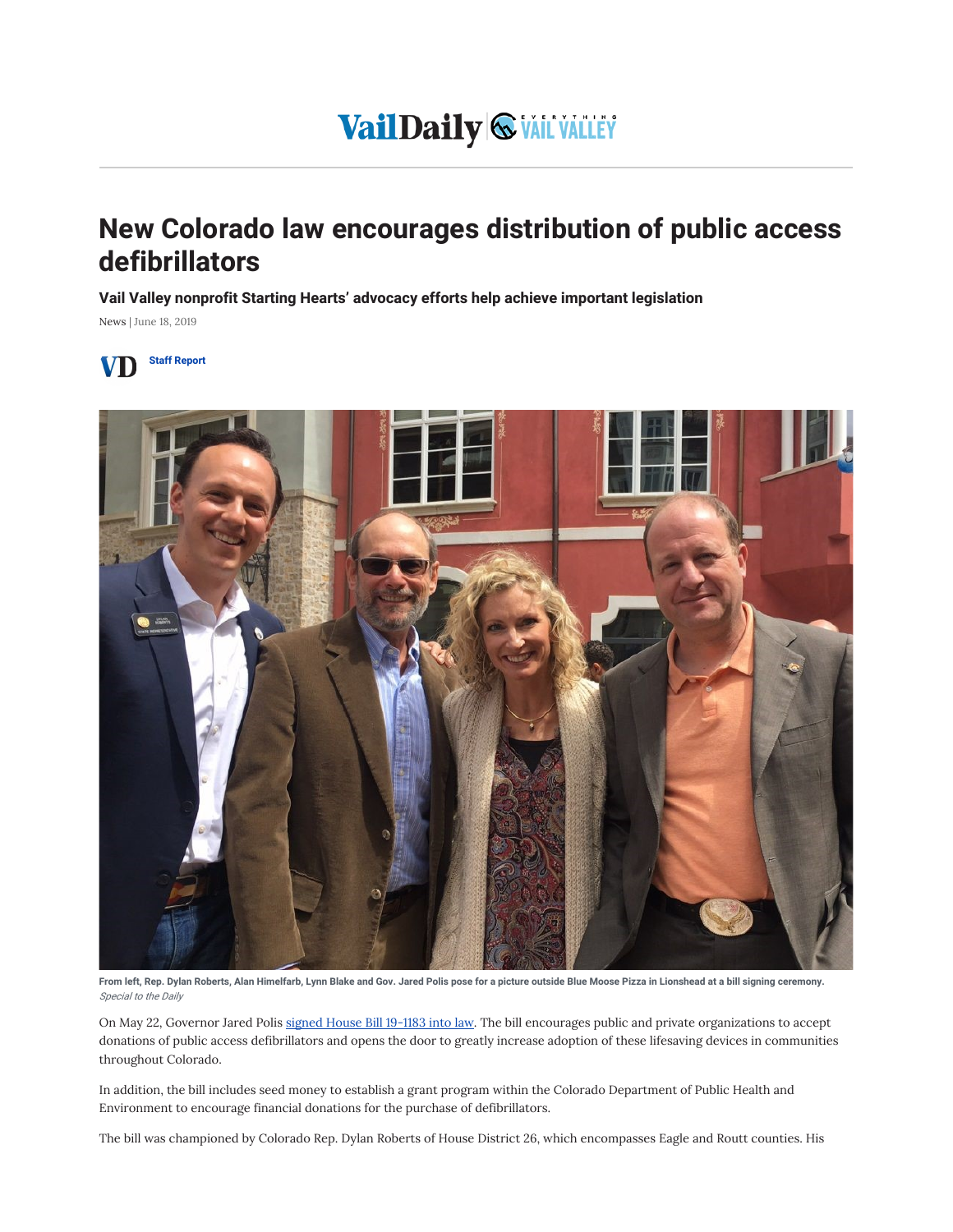VailDaily | EVERYTHING VAIL VALLEY

# New Colorado law encourages distribution of public access defibrillators

### Vail Valley nonprofit Starting Hearts' advocacy efforts help achieve important legislation

News | June 18, 2019

Staff Report

**From left, Rep. Dylan Roberts, Alan Himelfarb, Lynn Blake and Gov. Jared Polis pose for a picture outside Blue Moose Pizza in Lionshead at a bill signing ceremony.**
*Special to the Daily*

On May 22, Governor Jared Polis signed House Bill 19-1183 into law. The bill encourages public and private organizations to accept donations of public access defibrillators and opens the door to greatly increase adoption of these lifesaving devices in communities throughout Colorado.

In addition, the bill includes seed money to establish a grant program within the Colorado Department of Public Health and Environment to encourage financial donations for the purchase of defibrillators.

The bill was championed by Colorado Rep. Dylan Roberts of House District 26, which encompasses Eagle and Routt counties. His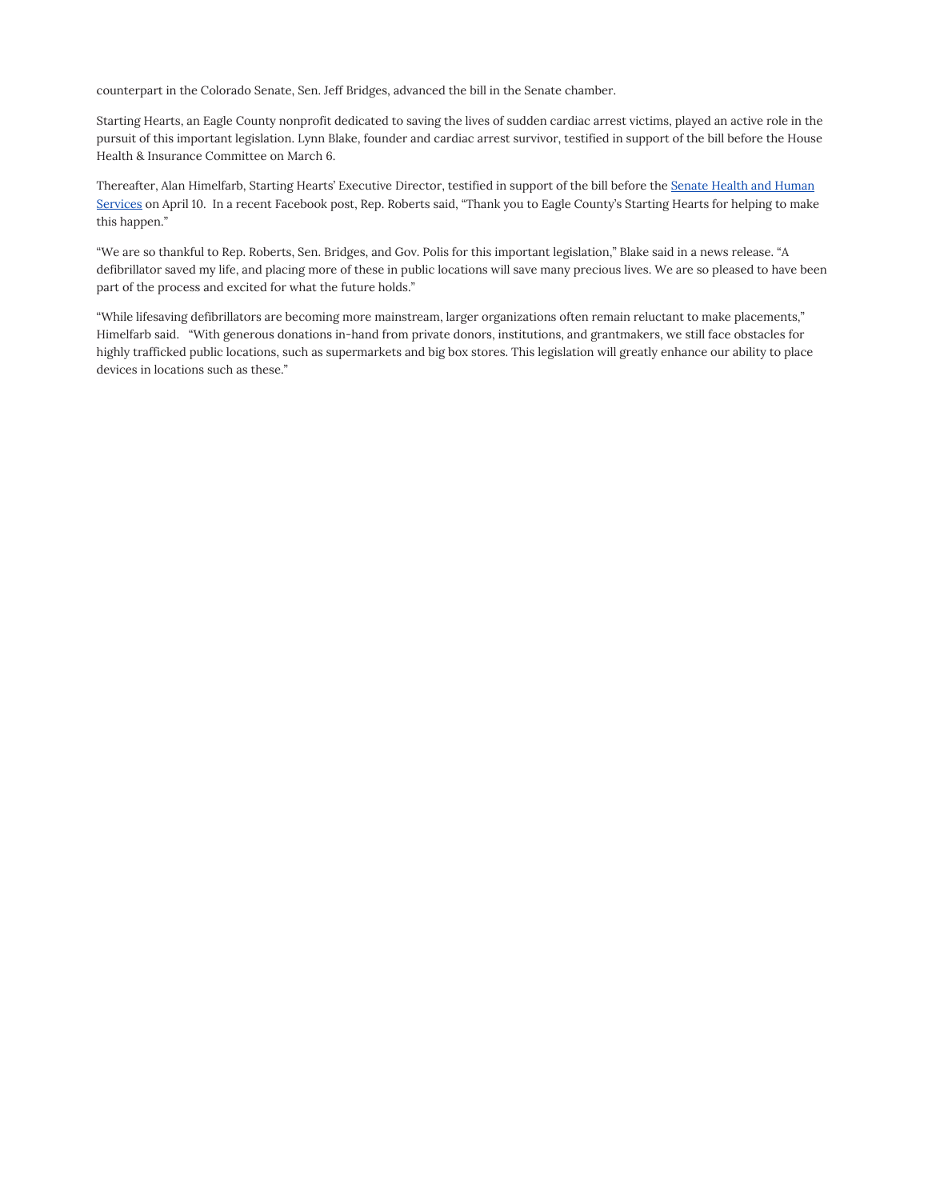counterpart in the Colorado Senate, Sen. Jeff Bridges, advanced the bill in the Senate chamber.

Starting Hearts, an Eagle County nonprofit dedicated to saving the lives of sudden cardiac arrest victims, played an active role in the pursuit of this important legislation. Lynn Blake, founder and cardiac arrest survivor, testified in support of the bill before the House Health & Insurance Committee on March 6.

Thereafter, Alan Himelfarb, Starting Hearts' Executive Director, testified in support of the bill before the Senate Health and Human Services on April 10. In a recent Facebook post, Rep. Roberts said, "Thank you to Eagle County's Starting Hearts for helping to make this happen."

"We are so thankful to Rep. Roberts, Sen. Bridges, and Gov. Polis for this important legislation," Blake said in a news release. "A defibrillator saved my life, and placing more of these in public locations will save many precious lives. We are so pleased to have been part of the process and excited for what the future holds."

"While lifesaving defibrillators are becoming more mainstream, larger organizations often remain reluctant to make placements," Himelfarb said. "With generous donations in-hand from private donors, institutions, and grantmakers, we still face obstacles for highly trafficked public locations, such as supermarkets and big box stores. This legislation will greatly enhance our ability to place devices in locations such as these."